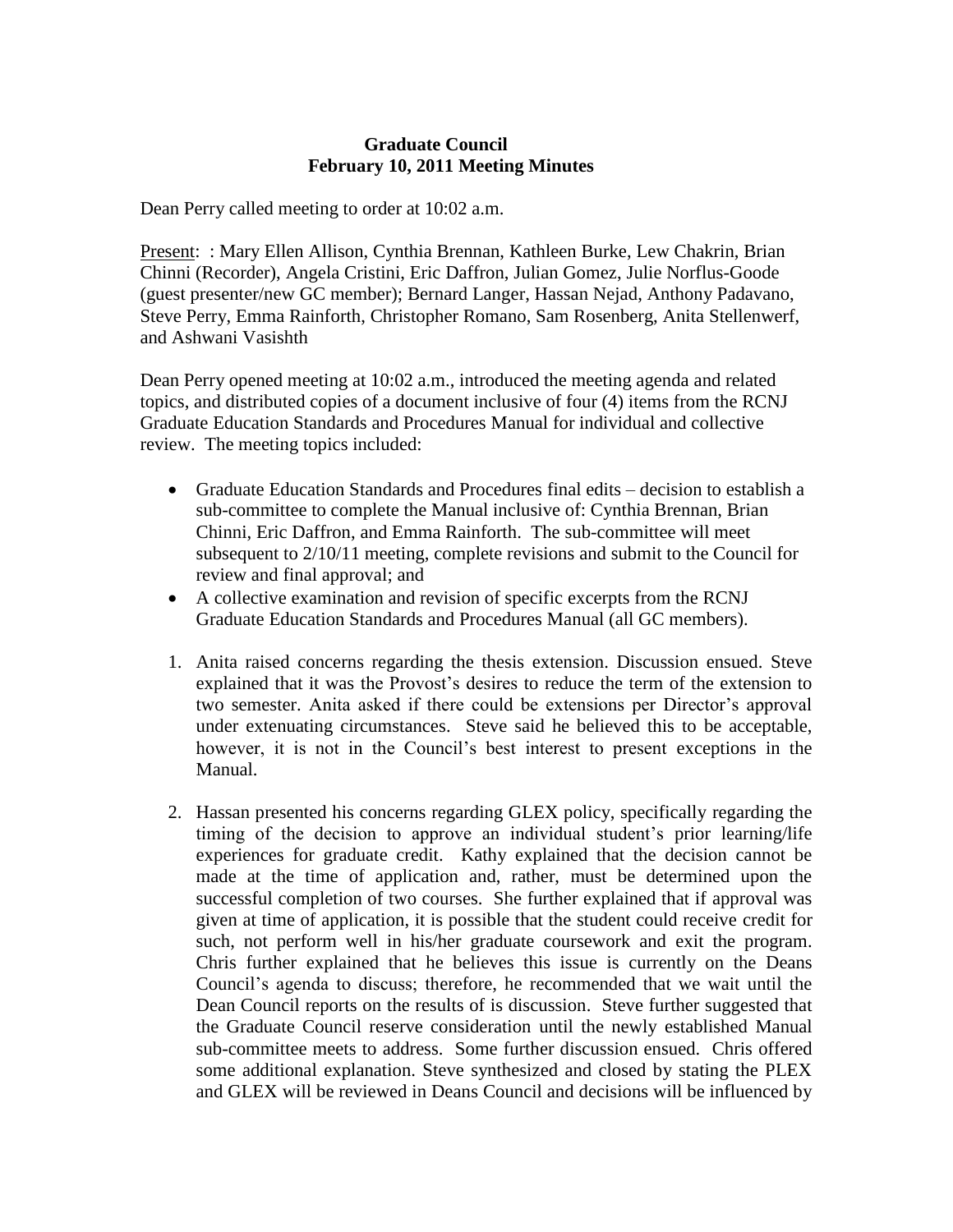**Graduate Council**
**February 10, 2011 Meeting Minutes**

Dean Perry called meeting to order at 10:02 a.m.

Present: : Mary Ellen Allison, Cynthia Brennan, Kathleen Burke, Lew Chakrin, Brian Chinni (Recorder), Angela Cristini, Eric Daffron, Julian Gomez, Julie Norflus-Goode (guest presenter/new GC member); Bernard Langer, Hassan Nejad, Anthony Padavano, Steve Perry, Emma Rainforth, Christopher Romano, Sam Rosenberg, Anita Stellenwerf, and Ashwani Vasishth

Dean Perry opened meeting at 10:02 a.m., introduced the meeting agenda and related topics, and distributed copies of a document inclusive of four (4) items from the RCNJ Graduate Education Standards and Procedures Manual for individual and collective review. The meeting topics included:

- Graduate Education Standards and Procedures final edits – decision to establish a sub-committee to complete the Manual inclusive of: Cynthia Brennan, Brian Chinni, Eric Daffron, and Emma Rainforth. The sub-committee will meet subsequent to 2/10/11 meeting, complete revisions and submit to the Council for review and final approval; and
- A collective examination and revision of specific excerpts from the RCNJ Graduate Education Standards and Procedures Manual (all GC members).

1. Anita raised concerns regarding the thesis extension. Discussion ensued. Steve explained that it was the Provost's desires to reduce the term of the extension to two semester. Anita asked if there could be extensions per Director's approval under extenuating circumstances. Steve said he believed this to be acceptable, however, it is not in the Council's best interest to present exceptions in the Manual.

2. Hassan presented his concerns regarding GLEX policy, specifically regarding the timing of the decision to approve an individual student's prior learning/life experiences for graduate credit. Kathy explained that the decision cannot be made at the time of application and, rather, must be determined upon the successful completion of two courses. She further explained that if approval was given at time of application, it is possible that the student could receive credit for such, not perform well in his/her graduate coursework and exit the program. Chris further explained that he believes this issue is currently on the Deans Council's agenda to discuss; therefore, he recommended that we wait until the Dean Council reports on the results of is discussion. Steve further suggested that the Graduate Council reserve consideration until the newly established Manual sub-committee meets to address. Some further discussion ensued. Chris offered some additional explanation. Steve synthesized and closed by stating the PLEX and GLEX will be reviewed in Deans Council and decisions will be influenced by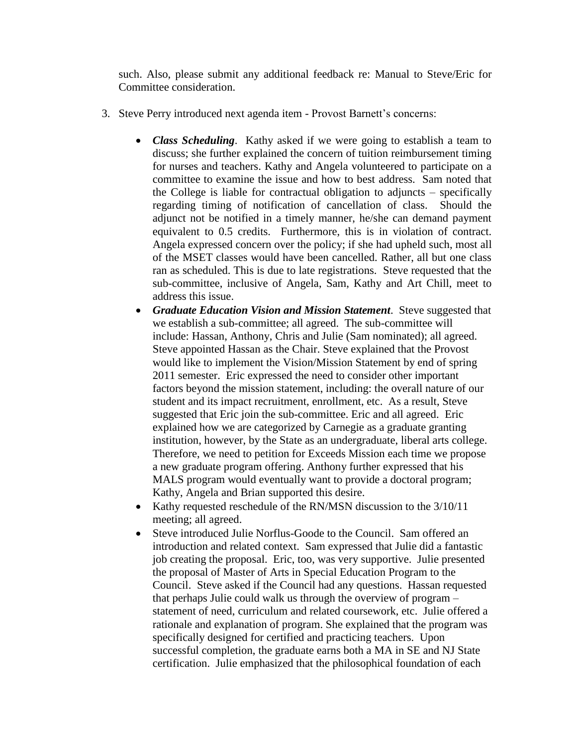such. Also, please submit any additional feedback re: Manual to Steve/Eric for Committee consideration.

3. Steve Perry introduced next agenda item - Provost Barnett's concerns:

   - ***Class Scheduling***. Kathy asked if we were going to establish a team to discuss; she further explained the concern of tuition reimbursement timing for nurses and teachers. Kathy and Angela volunteered to participate on a committee to examine the issue and how to best address. Sam noted that the College is liable for contractual obligation to adjuncts – specifically regarding timing of notification of cancellation of class. Should the adjunct not be notified in a timely manner, he/she can demand payment equivalent to 0.5 credits. Furthermore, this is in violation of contract. Angela expressed concern over the policy; if she had upheld such, most all of the MSET classes would have been cancelled. Rather, all but one class ran as scheduled. This is due to late registrations. Steve requested that the sub-committee, inclusive of Angela, Sam, Kathy and Art Chill, meet to address this issue.
   - ***Graduate Education Vision and Mission Statement***. Steve suggested that we establish a sub-committee; all agreed. The sub-committee will include: Hassan, Anthony, Chris and Julie (Sam nominated); all agreed. Steve appointed Hassan as the Chair. Steve explained that the Provost would like to implement the Vision/Mission Statement by end of spring 2011 semester. Eric expressed the need to consider other important factors beyond the mission statement, including: the overall nature of our student and its impact recruitment, enrollment, etc. As a result, Steve suggested that Eric join the sub-committee. Eric and all agreed. Eric explained how we are categorized by Carnegie as a graduate granting institution, however, by the State as an undergraduate, liberal arts college. Therefore, we need to petition for Exceeds Mission each time we propose a new graduate program offering. Anthony further expressed that his MALS program would eventually want to provide a doctoral program; Kathy, Angela and Brian supported this desire.
   - Kathy requested reschedule of the RN/MSN discussion to the 3/10/11 meeting; all agreed.
   - Steve introduced Julie Norflus-Goode to the Council. Sam offered an introduction and related context. Sam expressed that Julie did a fantastic job creating the proposal. Eric, too, was very supportive. Julie presented the proposal of Master of Arts in Special Education Program to the Council. Steve asked if the Council had any questions. Hassan requested that perhaps Julie could walk us through the overview of program – statement of need, curriculum and related coursework, etc. Julie offered a rationale and explanation of program. She explained that the program was specifically designed for certified and practicing teachers. Upon successful completion, the graduate earns both a MA in SE and NJ State certification. Julie emphasized that the philosophical foundation of each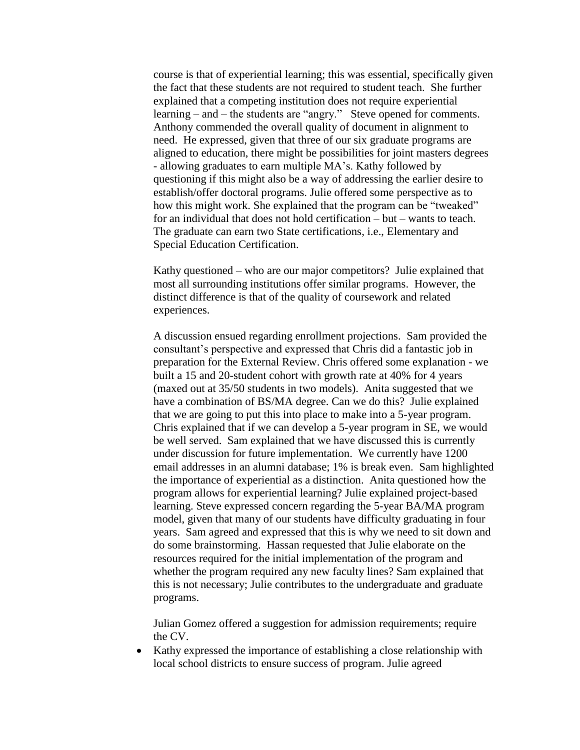course is that of experiential learning; this was essential, specifically given the fact that these students are not required to student teach. She further explained that a competing institution does not require experiential learning – and – the students are "angry." Steve opened for comments. Anthony commended the overall quality of document in alignment to need. He expressed, given that three of our six graduate programs are aligned to education, there might be possibilities for joint masters degrees - allowing graduates to earn multiple MA's. Kathy followed by questioning if this might also be a way of addressing the earlier desire to establish/offer doctoral programs. Julie offered some perspective as to how this might work. She explained that the program can be "tweaked" for an individual that does not hold certification – but – wants to teach. The graduate can earn two State certifications, i.e., Elementary and Special Education Certification.

Kathy questioned – who are our major competitors? Julie explained that most all surrounding institutions offer similar programs. However, the distinct difference is that of the quality of coursework and related experiences.

A discussion ensued regarding enrollment projections. Sam provided the consultant's perspective and expressed that Chris did a fantastic job in preparation for the External Review. Chris offered some explanation - we built a 15 and 20-student cohort with growth rate at 40% for 4 years (maxed out at 35/50 students in two models). Anita suggested that we have a combination of BS/MA degree. Can we do this? Julie explained that we are going to put this into place to make into a 5-year program. Chris explained that if we can develop a 5-year program in SE, we would be well served. Sam explained that we have discussed this is currently under discussion for future implementation. We currently have 1200 email addresses in an alumni database; 1% is break even. Sam highlighted the importance of experiential as a distinction. Anita questioned how the program allows for experiential learning? Julie explained project-based learning. Steve expressed concern regarding the 5-year BA/MA program model, given that many of our students have difficulty graduating in four years. Sam agreed and expressed that this is why we need to sit down and do some brainstorming. Hassan requested that Julie elaborate on the resources required for the initial implementation of the program and whether the program required any new faculty lines? Sam explained that this is not necessary; Julie contributes to the undergraduate and graduate programs.

Julian Gomez offered a suggestion for admission requirements; require the CV.

- Kathy expressed the importance of establishing a close relationship with local school districts to ensure success of program. Julie agreed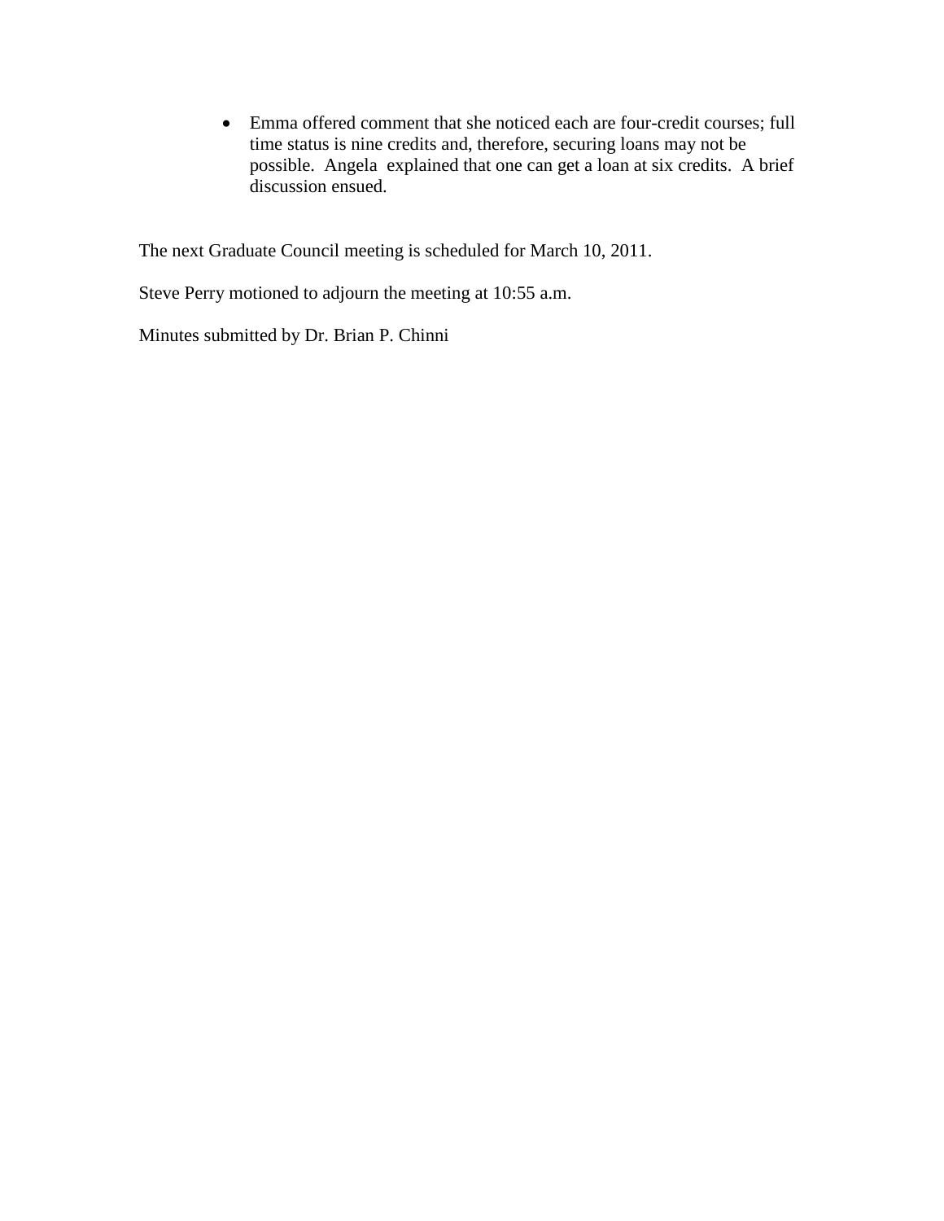- Emma offered comment that she noticed each are four-credit courses; full time status is nine credits and, therefore, securing loans may not be possible. Angela explained that one can get a loan at six credits. A brief discussion ensued.

The next Graduate Council meeting is scheduled for March 10, 2011.

Steve Perry motioned to adjourn the meeting at 10:55 a.m.

Minutes submitted by Dr. Brian P. Chinni